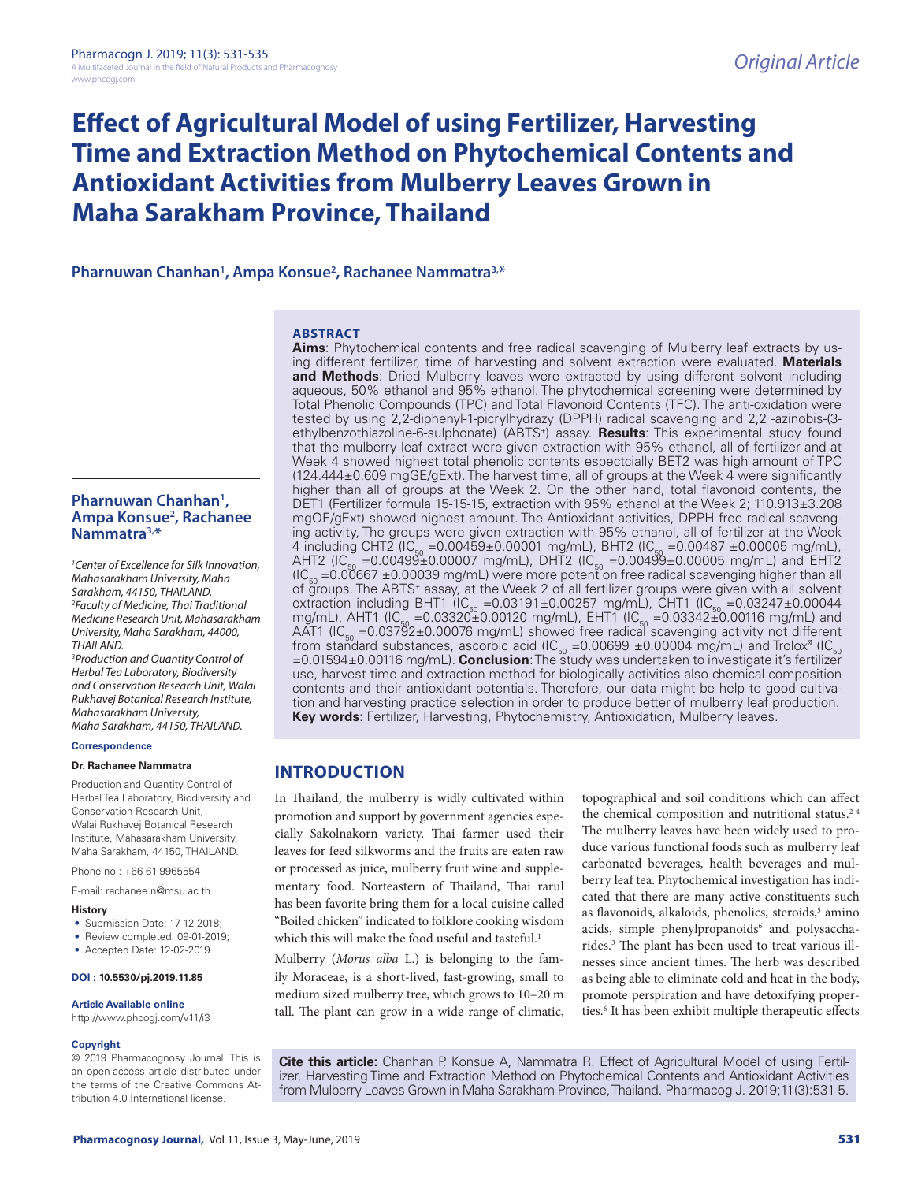# Effect of Agricultural Model of using Fertilizer, Harvesting Time and Extraction Method on Phytochemical Contents and Antioxidant Activities from Mulberry Leaves Grown in Maha Sarakham Province, Thailand

**Pharnuwan Chanhan[1], Ampa Konsue[2], Rachanee Nammatra[3,*]**

## ABSTRACT

**Aims**: Phytochemical contents and free radical scavenging of Mulberry leaf extracts by using different fertilizer, time of harvesting and solvent extraction were evaluated. **Materials and Methods**: Dried Mulberry leaves were extracted by using different solvent including aqueous, 50% ethanol and 95% ethanol. The phytochemical screening were determined by Total Phenolic Compounds (TPC) and Total Flavonoid Contents (TFC). The anti-oxidation were tested by using 2,2-diphenyl-1-picrylhydrazy (DPPH) radical scavenging and 2,2 -azinobis-(3-ethylbenzothiazoline-6-sulphonate) ($ABTS^+$) assay. **Results**: This experimental study found that the mulberry leaf extract were given extraction with 95% ethanol, all of fertilizer and at Week 4 showed highest total phenolic contents espectcially BET2 was high amount of TPC (124.444±0.609 mgGE/gExt). The harvest time, all of groups at the Week 4 were significantly higher than all of groups at the Week 2. On the other hand, total flavonoid contents, the DET1 (Fertilizer formula 15-15-15, extraction with 95% ethanol at the Week 2; 110.913±3.208 mgQE/gExt) showed highest amount. The Antioxidant activities, DPPH free radical scavenging activity, The groups were given extraction with 95% ethanol, all of fertilizer at the Week 4 including CHT2 ($IC_{50}$ =0.00459±0.00001 mg/mL), BHT2 ($IC_{50}$ =0.00487 ±0.00005 mg/mL), AHT2 ($IC_{50}$ =0.00499±0.00007 mg/mL), DHT2 ($IC_{50}$ =0.00499±0.00005 mg/mL) and EHT2 ($IC_{50}$ =0.00667 ±0.00039 mg/mL) were more potent on free radical scavenging higher than all of groups. The $ABTS^+$ assay, at the Week 2 of all fertilizer groups were given with all solvent extraction including BHT1 ($IC_{50}$ =0.03191±0.00257 mg/mL), CHT1 ($IC_{50}$ =0.03247±0.00044 mg/mL), AHT1 ($IC_{50}$ =0.03320±0.00120 mg/mL), EHT1 ($IC_{50}$ =0.03342±0.00116 mg/mL) and AAT1 ($IC_{50}$ =0.03792±0.00076 mg/mL) showed free radical scavenging activity not different from standard substances, ascorbic acid ($IC_{50}$ =0.00699 ±0.00004 mg/mL) and Trolox® ($IC_{50}$ =0.01594±0.00116 mg/mL). **Conclusion**: The study was undertaken to investigate it's fertilizer use, harvest time and extraction method for biologically activities also chemical composition contents and their antioxidant potentials. Therefore, our data might be help to good cultivation and harvesting practice selection in order to produce better of mulberry leaf production.
**Key words**: Fertilizer, Harvesting, Phytochemistry, Antioxidation, Mulberry leaves.

**Pharnuwan Chanhan[1], Ampa Konsue[2], Rachanee Nammatra[3,*]**

*[1]Center of Excellence for Silk Innovation, Mahasarakham University, Maha Sarakham, 44150, THAILAND.*
*[2]Faculty of Medicine, Thai Traditional Medicine Research Unit, Mahasarakham University, Maha Sarakham, 44000, THAILAND.*
*[3]Production and Quantity Control of Herbal Tea Laboratory, Biodiversity and Conservation Research Unit, Walai Rukhavej Botanical Research Institute, Mahasarakham University, Maha Sarakham, 44150, THAILAND.*

**Correspondence**

**Dr. Rachanee Nammatra**

Production and Quantity Control of Herbal Tea Laboratory, Biodiversity and Conservation Research Unit, Walai Rukhavej Botanical Research Institute, Mahasarakham University, Maha Sarakham, 44150, THAILAND.

Phone no : +66-61-9965554

E-mail: rachanee.n@msu.ac.th

**History**

- Submission Date: 17-12-2018;
- Review completed: 09-01-2019;
- Accepted Date: 12-02-2019

**DOI : 10.5530/pj.2019.11.85**

**Article Available online**

http://www.phcogj.com/v11/i3

**Copyright**

© 2019 Pharmacognosy Journal. This is an open-access article distributed under the terms of the Creative Commons Attribution 4.0 International license.

## INTRODUCTION

In Thailand, the mulberry is widly cultivated within promotion and support by government agencies especially Sakolnakorn variety. Thai farmer used their leaves for feed silkworms and the fruits are eaten raw or processed as juice, mulberry fruit wine and supplementary food. Norteastern of Thailand, Thai rarul has been favorite bring them for a local cuisine called "Boiled chicken" indicated to folklore cooking wisdom which this will make the food useful and tasteful.[1]

Mulberry (*Morus alba* L.) is belonging to the family Moraceae, is a short-lived, fast-growing, small to medium sized mulberry tree, which grows to 10–20 m tall. The plant can grow in a wide range of climatic, topographical and soil conditions which can affect the chemical composition and nutritional status.[2-4] The mulberry leaves have been widely used to produce various functional foods such as mulberry leaf carbonated beverages, health beverages and mulberry leaf tea. Phytochemical investigation has indicated that there are many active constituents such as flavonoids, alkaloids, phenolics, steroids,[5] amino acids, simple phenylpropanoids[6] and polysaccharides.[3] The plant has been used to treat various illnesses since ancient times. The herb was described as being able to eliminate cold and heat in the body, promote perspiration and have detoxifying properties.[6] It has been exhibit multiple therapeutic effects

**Cite this article:** Chanhan P, Konsue A, Nammatra R. Effect of Agricultural Model of using Fertilizer, Harvesting Time and Extraction Method on Phytochemical Contents and Antioxidant Activities from Mulberry Leaves Grown in Maha Sarakham Province, Thailand. Pharmacog J. 2019;11(3):531-5.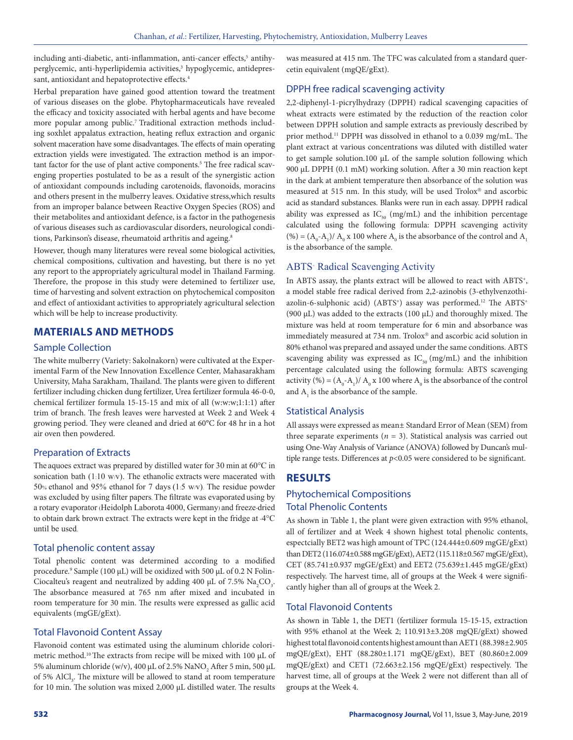including anti-diabetic, anti-inflammation, anti-cancer effects,[5] antihyperglycemic, anti-hyperlipidemia activities,[3] hypoglycemic, antidepressant, antioxidant and hepatoprotective effects.[4]

Herbal preparation have gained good attention toward the treatment of various diseases on the globe. Phytopharmaceuticals have revealed the efficacy and toxicity associated with herbal agents and have become more popular among public.[7] Traditional extraction methods including soxhlet appalatus extraction, heating reflux extraction and organic solvent maceration have some disadvantages. The effects of main operating extraction yields were investigated. The extraction method is an important factor for the use of plant active components.[5] The free radical scavenging properties postulated to be as a result of the synergistic action of antioxidant compounds including carotenoids, flavonoids, moracins and others present in the mulberry leaves. Oxidative stress,which results from an improper balance between Reactive Oxygen Species (ROS) and their metabolites and antioxidant defence, is a factor in the pathogenesis of various diseases such as cardiovascular disorders, neurological conditions, Parkinson's disease, rheumatoid arthritis and ageing.[8]

However, though many literatures were reveal some biological activities, chemical compositions, cultivation and havesting, but there is no yet any report to the appropriately agricultural model in Thailand Farming. Therefore, the propose in this study were detemined to fertilizer use, time of harvesting and solvent extraction on phytochemical compositon and effect of antioxidant activities to appropriately agricultural selection which will be help to increase productivity.

## MATERIALS AND METHODS

### Sample Collection

The white mulberry (Variety: Sakolnakorn) were cultivated at the Experimental Farm of the New Innovation Excellence Center, Mahasarakham University, Maha Sarakham, Thailand. The plants were given to different fertilizer including chicken dung fertilizer, Urea fertilizer formula 46-0-0, chemical fertilizer formula 15-15-15 and mix of all (w:w:w;1:1:1) after trim of branch. The fresh leaves were harvested at Week 2 and Week 4 growing period. They were cleaned and dried at 60°C for 48 hr in a hot air oven then powdered.

### Preparation of Extracts

The aquoes extract was prepared by distilled water for 30 min at 60°C in sonication bath (1:10 w/v). The ethanolic extracts were macerated with 50% ethanol and 95% ethanol for 7 days (1:5 w/v). The residue powder was excluded by using filter papers. The filtrate was evaporated using by a rotary evaporator (Heidolph Laborota 4000, Germany) and freeze-dried to obtain dark brown extract. The extracts were kept in the fridge at -4°C until be used.

### Total phenolic content assay

Total phenolic content was determined according to a modified procedure.[9] Sample (100 μL) will be oxidized with 500 μL of 0.2 N Folin-Ciocalteu's reagent and neutralized by adding 400 μL of 7.5% $Na_2CO_3$. The absorbance measured at 765 nm after mixed and incubated in room temperature for 30 min. The results were expressed as gallic acid equivalents (mgGE/gExt).

### Total Flavonoid Content Assay

Flavonoid content was estimated using the aluminum chloride colorimetric method.[10] The extracts from recipe will be mixed with 100 μL of 5% aluminum chloride (w/v), 400 μL of 2.5% $NaNO_2$ After 5 min, 500 μL of 5% $AlCl_3$. The mixture will be allowed to stand at room temperature for 10 min. The solution was mixed 2,000 μL distilled water. The results was measured at 415 nm. The TFC was calculated from a standard quercetin equivalent (mgQE/gExt).

### DPPH free radical scavenging activity

2,2-diphenyl-1-picrylhydrazy (DPPH) radical scavenging capacities of wheat extracts were estimated by the reduction of the reaction color between DPPH solution and sample extracts as previously described by prior method.[11] DPPH was dissolved in ethanol to a 0.039 mg/mL. The plant extract at various concentrations was diluted with distilled water to get sample solution.100 μL of the sample solution following which 900 μL DPPH (0.1 mM) working solution. After a 30 min reaction kept in the dark at ambient temperature then absorbance of the solution was measured at 515 nm. In this study, will be used Trolox® and ascorbic acid as standard substances. Blanks were run in each assay. DPPH radical ability was expressed as $IC_{50}$ (mg/mL) and the inhibition percentage calculated using the following formula: DPPH scavenging activity (%) = $(A_0-A_1)/ A_0 \times 100$ where $A_0$ is the absorbance of the control and $A_1$ is the absorbance of the sample.

### $ABTS^-$ Radical Scavenging Activity

In ABTS assay, the plants extract will be allowed to react with $ABTS^+$, a model stable free radical derived from 2,2-azinobis (3-ethylvenzothiazolin-6-sulphonic acid) ($ABTS^+$) assay was performed.[12] The $ABTS^+$ (900 μL) was added to the extracts (100 μL) and thoroughly mixed. The mixture was held at room temperature for 6 min and absorbance was immediately measured at 734 nm. Trolox® and ascorbic acid solution in 80% ethanol was prepared and assayed under the same conditions. ABTS scavenging ability was expressed as $IC_{50}$ (mg/mL) and the inhibition percentage calculated using the following formula: ABTS scavenging activity (%) = $(A_0-A_1)/ A_0 \times 100$ where $A_0$ is the absorbance of the control and $A_1$ is the absorbance of the sample.

### Statistical Analysis

All assays were expressed as mean± Standard Error of Mean (SEM) from three separate experiments ($n = 3$). Statistical analysis was carried out using One-Way Analysis of Variance (ANOVA) followed by Duncan's multiple range tests. Differences at $p<0.05$ were considered to be significant.

## RESULTS

### Phytochemical Compositions

### Total Phenolic Contents

As shown in Table 1, the plant were given extraction with 95% ethanol, all of fertilizer and at Week 4 shown highest total phenolic contents, espectcially BET2 was high amount of TPC (124.444±0.609 mgGE/gExt) than DET2 (116.074±0.588 mgGE/gExt), AET2 (115.118±0.567 mgGE/gExt), CET (85.741±0.937 mgGE/gExt) and EET2 (75.639±1.445 mgGE/gExt) respectively. The harvest time, all of groups at the Week 4 were significantly higher than all of groups at the Week 2.

### Total Flavonoid Contents

As shown in Table 1, the DET1 (fertilizer formula 15-15-15, extraction with 95% ethanol at the Week 2; 110.913±3.208 mgQE/gExt) showed highest total flavonoid contents highest amount than AET1 (88.398±2.905 mgQE/gExt), EHT (88.280±1.171 mgQE/gExt), BET (80.860±2.009 mgQE/gExt) and CET1 (72.663±2.156 mgQE/gExt) respectively. The harvest time, all of groups at the Week 2 were not different than all of groups at the Week 4.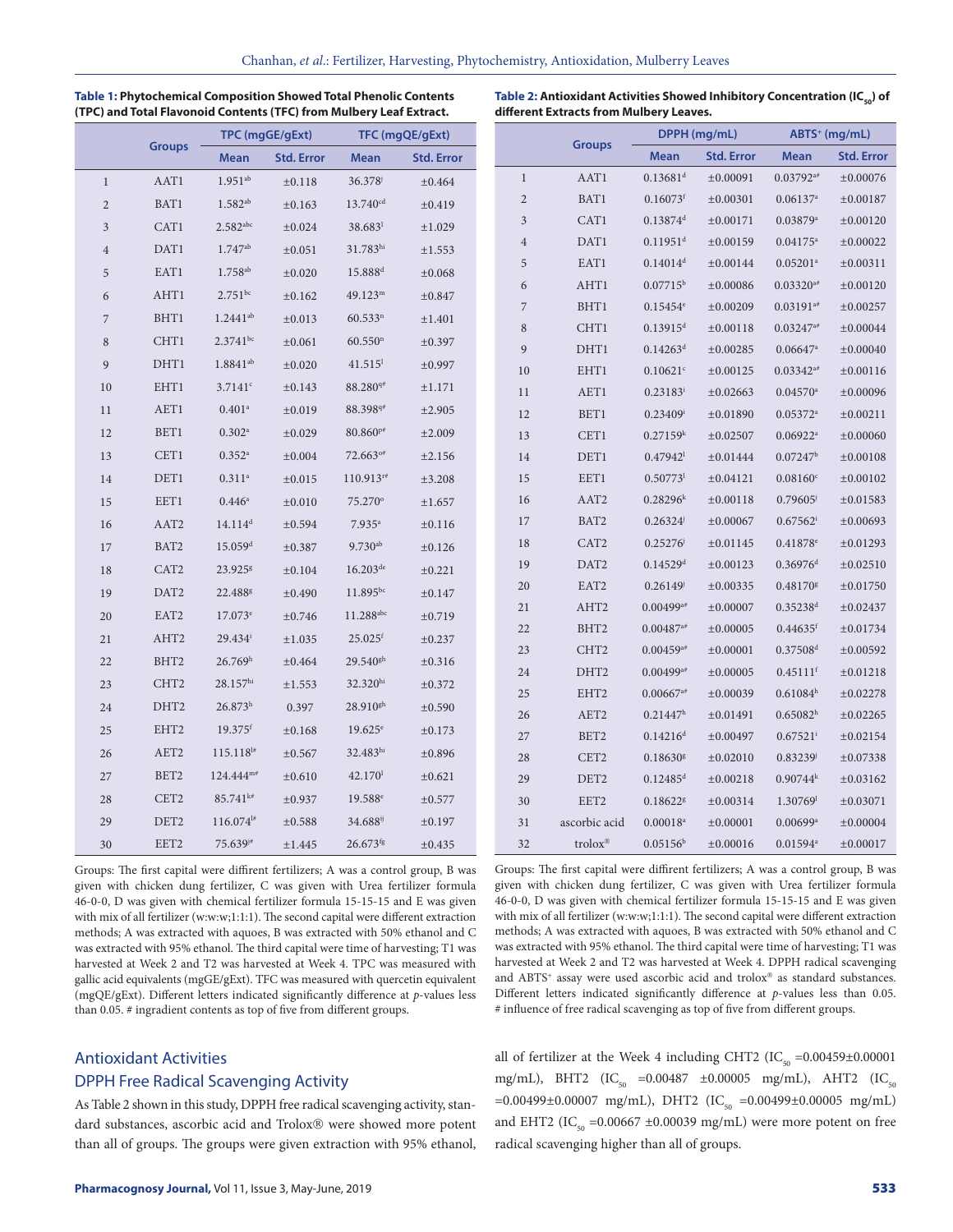**Table 1: Phytochemical Composition Showed Total Phenolic Contents (TPC) and Total Flavonoid Contents (TFC) from Mulberry Leaf Extract.**

| | Groups | TPC (mgGE/gExt) | | TFC (mgQE/gExt) | |
|---|---|---|---|---|---|
| | | Mean | Std. Error | Mean | Std. Error |
| 1 | AAT1 | 1.951[ab] | ±0.118 | 36.378[j] | ±0.464 |
| 2 | BAT1 | 1.582[ab] | ±0.163 | 13.740[cd] | ±0.419 |
| 3 | CAT1 | 2.582[abc] | ±0.024 | 38.683[l] | ±1.029 |
| 4 | DAT1 | 1.747[ab] | ±0.051 | 31.783[hi] | ±1.553 |
| 5 | EAT1 | 1.758[ab] | ±0.020 | 15.888[d] | ±0.068 |
| 6 | AHT1 | 2.751[bc] | ±0.162 | 49.123[m] | ±0.847 |
| 7 | BHT1 | 1.2441[ab] | ±0.013 | 60.533[n] | ±1.401 |
| 8 | CHT1 | 2.3741[bc] | ±0.061 | 60.550[n] | ±0.397 |
| 9 | DHT1 | 1.8841[ab] | ±0.020 | 41.515[l] | ±0.997 |
| 10 | EHT1 | 3.7141[c] | ±0.143 | 88.280[q#] | ±1.171 |
| 11 | AET1 | 0.401[a] | ±0.019 | 88.398[q#] | ±2.905 |
| 12 | BET1 | 0.302[a] | ±0.029 | 80.860[p#] | ±2.009 |
| 13 | CET1 | 0.352[a] | ±0.004 | 72.663[o#] | ±2.156 |
| 14 | DET1 | 0.311[a] | ±0.015 | 110.913[r#] | ±3.208 |
| 15 | EET1 | 0.446[a] | ±0.010 | 75.270[o] | ±1.657 |
| 16 | AAT2 | 14.114[d] | ±0.594 | 7.935[a] | ±0.116 |
| 17 | BAT2 | 15.059[d] | ±0.387 | 9.730[ab] | ±0.126 |
| 18 | CAT2 | 23.925[g] | ±0.104 | 16.203[de] | ±0.221 |
| 19 | DAT2 | 22.488[g] | ±0.490 | 11.895[bc] | ±0.147 |
| 20 | EAT2 | 17.073[e] | ±0.746 | 11.288[abc] | ±0.719 |
| 21 | AHT2 | 29.434[i] | ±1.035 | 25.025[f] | ±0.237 |
| 22 | BHT2 | 26.769[h] | ±0.464 | 29.540[gh] | ±0.316 |
| 23 | CHT2 | 28.157[hi] | ±1.553 | 32.320[hi] | ±0.372 |
| 24 | DHT2 | 26.873[h] | 0.397 | 28.910[gh] | ±0.590 |
| 25 | EHT2 | 19.375[f] | ±0.168 | 19.625[e] | ±0.173 |
| 26 | AET2 | 115.118[l#] | ±0.567 | 32.483[hi] | ±0.896 |
| 27 | BET2 | 124.444[m#] | ±0.610 | 42.170[l] | ±0.621 |
| 28 | CET2 | 85.741[k#] | ±0.937 | 19.588[e] | ±0.577 |
| 29 | DET2 | 116.074[l#] | ±0.588 | 34.688[ij] | ±0.197 |
| 30 | EET2 | 75.639[j#] | ±1.445 | 26.673[fg] | ±0.435 |

Groups: The first capital were diffirent fertilizers; A was a control group, B was given with chicken dung fertilizer, C was given with Urea fertilizer formula 46-0-0, D was given with chemical fertilizer formula 15-15-15 and E was given with mix of all fertilizer (w:w:w;1:1:1). The second capital were different extraction methods; A was extracted with aquoes, B was extracted with 50% ethanol and C was extracted with 95% ethanol. The third capital were time of harvesting; T1 was harvested at Week 2 and T2 was harvested at Week 4. TPC was measured with gallic acid equivalents (mgGE/gExt). TFC was measured with quercetin equivalent (mgQE/gExt). Different letters indicated significantly difference at *p*-values less than 0.05. # ingradient contents as top of five from different groups.

## Antioxidant Activities

### DPPH Free Radical Scavenging Activity

As Table 2 shown in this study, DPPH free radical scavenging activity, standard substances, ascorbic acid and Trolox® were showed more potent than all of groups. The groups were given extraction with 95% ethanol, all of fertilizer at the Week 4 including CHT2 ($IC_{50}$ =0.00459±0.00001 mg/mL), BHT2 ($IC_{50}$ =0.00487 ±0.00005 mg/mL), AHT2 ($IC_{50}$ =0.00499±0.00007 mg/mL), DHT2 ($IC_{50}$ =0.00499±0.00005 mg/mL) and EHT2 ($IC_{50}$ =0.00667 ±0.00039 mg/mL) were more potent on free radical scavenging higher than all of groups.

**Table 2: Antioxidant Activities Showed Inhibitory Concentration ($IC_{50}$) of different Extracts from Mulberry Leaves.**

| | Groups | DPPH (mg/mL) | | ABTS+ (mg/mL) | |
|---|---|---|---|---|---|
| | | Mean | Std. Error | Mean | Std. Error |
| 1 | AAT1 | 0.13681[d] | ±0.00091 | 0.03792[a#] | ±0.00076 |
| 2 | BAT1 | 0.16073[f] | ±0.00301 | 0.06137[a] | ±0.00187 |
| 3 | CAT1 | 0.13874[d] | ±0.00171 | 0.03879[a] | ±0.00120 |
| 4 | DAT1 | 0.11951[d] | ±0.00159 | 0.04175[a] | ±0.00022 |
| 5 | EAT1 | 0.14014[d] | ±0.00144 | 0.05201[a] | ±0.00311 |
| 6 | AHT1 | 0.07715[b] | ±0.00086 | 0.03320[a#] | ±0.00120 |
| 7 | BHT1 | 0.15454[e] | ±0.00209 | 0.03191[a#] | ±0.00257 |
| 8 | CHT1 | 0.13915[d] | ±0.00118 | 0.03247[a#] | ±0.00044 |
| 9 | DHT1 | 0.14263[d] | ±0.00285 | 0.06647[a] | ±0.00040 |
| 10 | EHT1 | 0.10621[c] | ±0.00125 | 0.03342[a#] | ±0.00116 |
| 11 | AET1 | 0.23183[i] | ±0.02663 | 0.04570[a] | ±0.00096 |
| 12 | BET1 | 0.23409[i] | ±0.01890 | 0.05372[a] | ±0.00211 |
| 13 | CET1 | 0.27159[k] | ±0.02507 | 0.06922[a] | ±0.00060 |
| 14 | DET1 | 0.47942[l] | ±0.01444 | 0.07247[b] | ±0.00108 |
| 15 | EET1 | 0.50773[l] | ±0.04121 | 0.08160[c] | ±0.00102 |
| 16 | AAT2 | 0.28296[k] | ±0.00118 | 0.79605[j] | ±0.01583 |
| 17 | BAT2 | 0.26324[j] | ±0.00067 | 0.67562[i] | ±0.00693 |
| 18 | CAT2 | 0.25276[j] | ±0.01145 | 0.41878[e] | ±0.01293 |
| 19 | DAT2 | 0.14529[d] | ±0.00123 | 0.36976[d] | ±0.02510 |
| 20 | EAT2 | 0.26149[j] | ±0.00335 | 0.48170[g] | ±0.01750 |
| 21 | AHT2 | 0.00499[a#] | ±0.00007 | 0.35238[d] | ±0.02437 |
| 22 | BHT2 | 0.00487[a#] | ±0.00005 | 0.44635[f] | ±0.01734 |
| 23 | CHT2 | 0.00459[a#] | ±0.00001 | 0.37508[d] | ±0.00592 |
| 24 | DHT2 | 0.00499[a#] | ±0.00005 | 0.45111[f] | ±0.01218 |
| 25 | EHT2 | 0.00667[a#] | ±0.00039 | 0.61084[h] | ±0.02278 |
| 26 | AET2 | 0.21447[h] | ±0.01491 | 0.65082[h] | ±0.02265 |
| 27 | BET2 | 0.14216[d] | ±0.00497 | 0.67521[i] | ±0.02154 |
| 28 | CET2 | 0.18630[g] | ±0.02010 | 0.83239[j] | ±0.07338 |
| 29 | DET2 | 0.12485[d] | ±0.00218 | 0.90744[k] | ±0.03162 |
| 30 | EET2 | 0.18622[g] | ±0.00314 | 1.30769[l] | ±0.03071 |
| 31 | ascorbic acid | 0.00018[a] | ±0.00001 | 0.00699[a] | ±0.00004 |
| 32 | trolox® | 0.05156[b] | ±0.00016 | 0.01594[a] | ±0.00017 |

Groups: The first capital were diffirent fertilizers; A was a control group, B was given with chicken dung fertilizer, C was given with Urea fertilizer formula 46-0-0, D was given with chemical fertilizer formula 15-15-15 and E was given with mix of all fertilizer (w:w:w;1:1:1). The second capital were different extraction methods; A was extracted with aquoes, B was extracted with 50% ethanol and C was extracted with 95% ethanol. The third capital were time of harvesting; T1 was harvested at Week 2 and T2 was harvested at Week 4. DPPH radical scavenging and ABTS+ assay were used ascorbic acid and trolox® as standard substances. Different letters indicated significantly difference at *p*-values less than 0.05. # influence of free radical scavenging as top of five from different groups.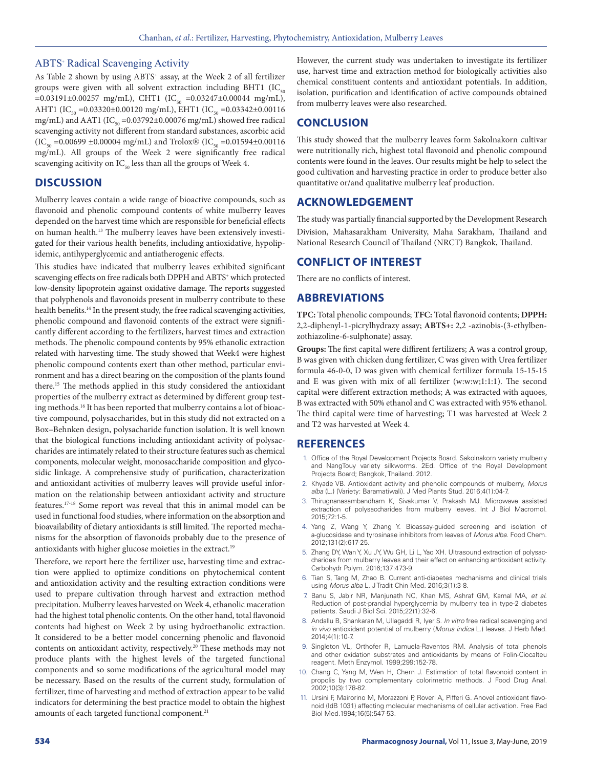### ABTS+ Radical Scavenging Activity

As Table 2 shown by using ABTS+ assay, at the Week 2 of all fertilizer groups were given with all solvent extraction including BHT1 ($IC_{50}$ =0.03191±0.00257 mg/mL), CHT1 ($IC_{50}$ =0.03247±0.00044 mg/mL), AHT1 ($IC_{50}$ =0.03320±0.00120 mg/mL), EHT1 ($IC_{50}$ =0.03342±0.00116 mg/mL) and AAT1 ($IC_{50}$ =0.03792±0.00076 mg/mL) showed free radical scavenging activity not different from standard substances, ascorbic acid ($IC_{50}$ =0.00699 ±0.00004 mg/mL) and Trolox® ($IC_{50}$ =0.01594±0.00116 mg/mL). All groups of the Week 2 were significantly free radical scavenging acitivity on $IC_{50}$ less than all the groups of Week 4.

## DISCUSSION

Mulberry leaves contain a wide range of bioactive compounds, such as flavonoid and phenolic compound contents of white mulberry leaves depended on the harvest time which are responsible for beneficial effects on human health.[13] The mulberry leaves have been extensively investigated for their various health benefits, including antioxidative, hypolipidemic, antihyperglycemic and antiatherogenic effects.

This studies have indicated that mulberry leaves exhibited significant scavenging effects on free radicals both DPPH and ABTS+ which protected low-density lipoprotein against oxidative damage. The reports suggested that polyphenols and flavonoids present in mulberry contribute to these health benefits.[14] In the present study, the free radical scavenging activities, phenolic compound and flavonoid contents of the extract were significantly different according to the fertilizers, harvest times and extraction methods. The phenolic compound contents by 95% ethanolic extraction related with harvesting time. The study showed that Week4 were highest phenolic compound contents exert than other method, particular environment and has a direct bearing on the composition of the plants found there.[15] The methods applied in this study considered the antioxidant properties of the mulberry extract as determined by different group testing methods.[16] It has been reported that mulberry contains a lot of bioactive compound, polysaccharides, but in this study did not extracted on a Box–Behnken design, polysacharide function isolation. It is well known that the biological functions including antioxidant activity of polysaccharides are intimately related to their structure features such as chemical components, molecular weight, monosaccharide composition and glycosidic linkage. A comprehensive study of purification, characterization and antioxidant activities of mulberry leaves will provide useful information on the relationship between antioxidant activity and structure features.[17-18] Some report was reveal that this in animal model can be used in functional food studies, where information on the absorption and bioavailability of dietary antioxidants is still limited. The reported mechanisms for the absorption of flavonoids probably due to the presence of antioxidants with higher glucose moieties in the extract.[19]

Therefore, we report here the fertilizer use, harvesting time and extraction were applied to optimize conditions on phytochemical content and antioxidation activity and the resulting extraction conditions were used to prepare cultivation through harvest and extraction method precipitation. Mulberry leaves harvested on Week 4, ethanolic maceration had the highest total phenolic contents. On the other hand, total flavonoid contents had highest on Week 2 by using hydroethanolic extraction. It considered to be a better model concerning phenolic and flavonoid contents on antioxidant activity, respectively.[20] These methods may not produce plants with the highest levels of the targeted functional components and so some modifications of the agricultural model may be necessary. Based on the results of the current study, formulation of fertilizer, time of harvesting and method of extraction appear to be valid indicators for determining the best practice model to obtain the highest amounts of each targeted functional component.[21]

However, the current study was undertaken to investigate its fertilizer use, harvest time and extraction method for biologically activities also chemical constituent contents and antioxidant potentials. In addition, isolation, purification and identification of active compounds obtained from mulberry leaves were also researched.

## CONCLUSION

This study showed that the mulberry leaves form Sakolnakorn cultivar were nutritionally rich, highest total flavonoid and phenolic compound contents were found in the leaves. Our results might be help to select the good cultivation and harvesting practice in order to produce better also quantitative or/and qualitative mulberry leaf production.

## ACKNOWLEDGEMENT

The study was partially financial supported by the Development Research Division, Mahasarakham University, Maha Sarakham, Thailand and National Research Council of Thailand (NRCT) Bangkok, Thailand.

## CONFLICT OF INTEREST

There are no conflicts of interest.

## ABBREVIATIONS

**TPC:** Total phenolic compounds; **TFC:** Total flavonoid contents; **DPPH:** 2,2-diphenyl-1-picrylhydrazy assay; **ABTS+:** 2,2 -azinobis-(3-ethylbenzothiazoline-6-sulphonate) assay.

**Groups:** The first capital were diffrent fertilizers; A was a control group, B was given with chicken dung fertilizer, C was given with Urea fertilizer formula 46-0-0, D was given with chemical fertilizer formula 15-15-15 and E was given with mix of all fertilizer (w:w:w;1:1:1). The second capital were different extraction methods; A was extracted with aquoes, B was extracted with 50% ethanol and C was extracted with 95% ethanol. The third capital were time of harvesting; T1 was harvested at Week 2 and T2 was harvested at Week 4.

## REFERENCES

1. Office of the Royal Development Projects Board. Sakolnakorn variety mulberry and NangTouy variety silkworms. 2Ed. Office of the Royal Development Projects Board; Bangkok, Thailand. 2012.
2. Khyade VB. Antioxidant activity and phenolic compounds of mulberry, *Morus alba* (L.) (Variety: Baramatiwali). J Med Plants Stud. 2016;4(1):04-7.
3. Thirugnanasambandham K, Sivakumar V, Prakash MJ. Microwave assisted extraction of polysaccharides from mulberry leaves. Int J Biol Macromol. 2015;72:1-5.
4. Yang Z, Wang Y, Zhang Y. Bioassay-guided screening and isolation of a-glucosidase and tyrosinase inhibitors from leaves of *Morus alba*. Food Chem. 2012;131(2):617-25.
5. Zhang DY, Wan Y, Xu JY, Wu GH, Li L, Yao XH. Ultrasound extraction of polysaccharides from mulberry leaves and their effect on enhancing antioxidant activity. Carbohydr Polym. 2016;137:473-9.
6. Tian S, Tang M, Zhao B. Current anti-diabetes mechanisms and clinical trials using *Morus alba* L. J Tradit Chin Med. 2016;3(1):3-8.
7. Banu S, Jabir NR, Manjunath NC, Khan MS, Ashraf GM, Kamal MA, *et al*. Reduction of post-prandial hyperglycemia by mulberry tea in type-2 diabetes patients. Saudi J Biol Sci. 2015;22(1):32-6.
8. Andallu B, Shankaran M, Ullagaddi R, Iyer S. *In vitro* free radical scavenging and *in vivo* antioxidant potential of mulberry (*Morus indica* L.) leaves. J Herb Med. 2014;4(1):10-7.
9. Singleton VL, Orthofer R, Lamuela-Raventos RM. Analysis of total phenols and other oxidation substrates and antioxidants by means of Folin-Ciocalteu reagent. Meth Enzymol. 1999;299:152-78.
10. Chang C, Yang M, Wen H, Chern J. Estimation of total flavonoid content in propolis by two complementary colorimetric methods. J Food Drug Anal. 2002;10(3):178-82.
11. Ursini F, Mairorino M, Morazzoni P, Roveri A, Pifferi G. Anovel antioxidant flavonoid (IdB 1031) affecting molecular mechanisms of cellular activation. Free Rad Biol Med.1994;16(5):547-53.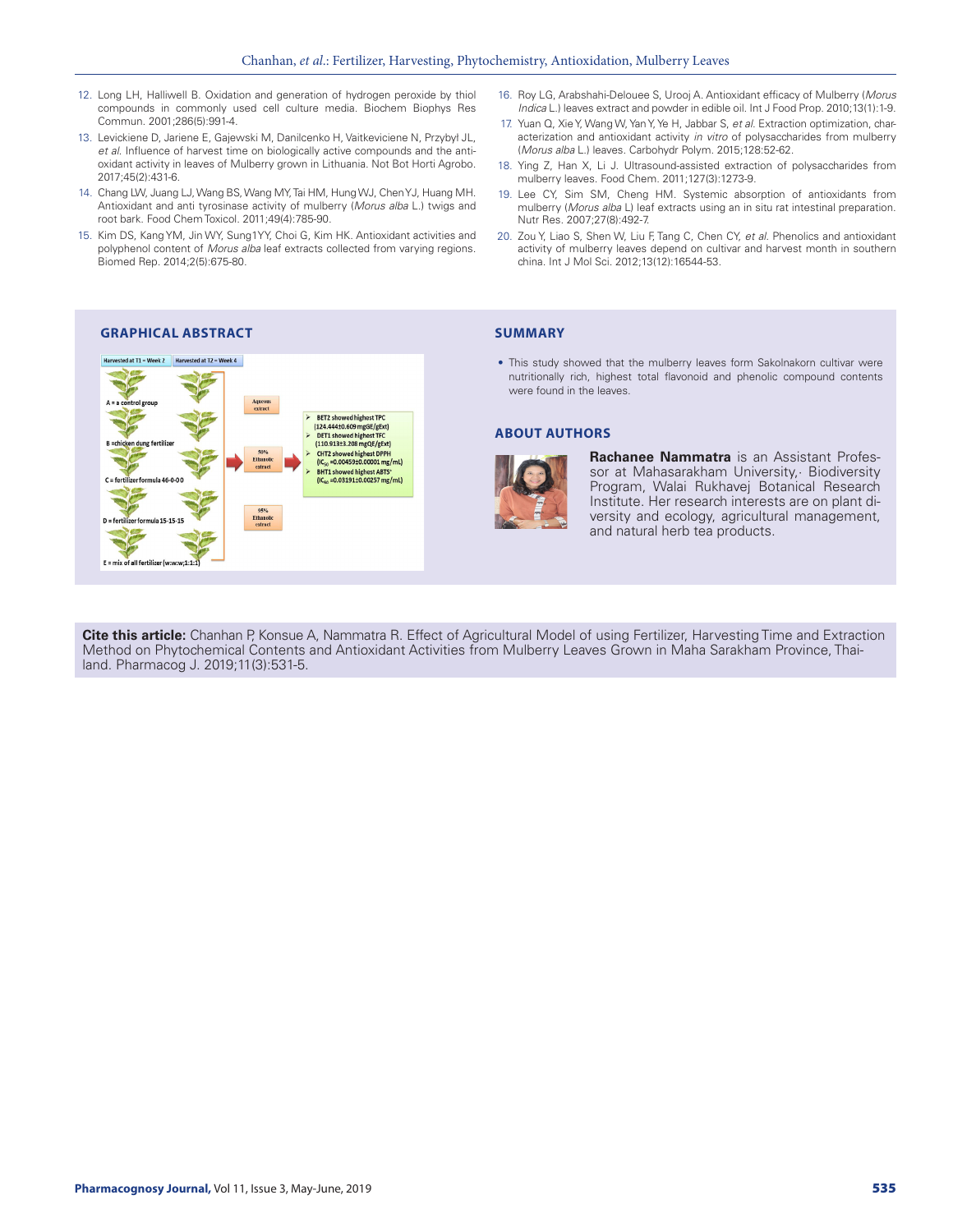12. Long LH, Halliwell B. Oxidation and generation of hydrogen peroxide by thiol compounds in commonly used cell culture media. Biochem Biophys Res Commun. 2001;286(5):991-4.
13. Levickiene D, Jariene E, Gajewski M, Danilcenko H, Vaitkeviciene N, Przybył JL, *et al.* Influence of harvest time on biologically active compounds and the antioxidant activity in leaves of Mulberry grown in Lithuania. Not Bot Horti Agrobo. 2017;45(2):431-6.
14. Chang LW, Juang LJ, Wang BS, Wang MY, Tai HM, Hung WJ, Chen YJ, Huang MH. Antioxidant and anti tyrosinase activity of mulberry (*Morus alba* L.) twigs and root bark. Food Chem Toxicol. 2011;49(4):785-90.
15. Kim DS, Kang YM, Jin WY, Sung1YY, Choi G, Kim HK. Antioxidant activities and polyphenol content of *Morus alba* leaf extracts collected from varying regions. Biomed Rep. 2014;2(5):675-80.
16. Roy LG, Arabshahi-Delouee S, Urooj A. Antioxidant efficacy of Mulberry (*Morus Indica* L.) leaves extract and powder in edible oil. Int J Food Prop. 2010;13(1):1-9.
17. Yuan Q, Xie Y, Wang W, Yan Y, Ye H, Jabbar S, *et al.* Extraction optimization, characterization and antioxidant activity *in vitro* of polysaccharides from mulberry (*Morus alba* L.) leaves. Carbohydr Polym. 2015;128:52-62.
18. Ying Z, Han X, Li J. Ultrasound-assisted extraction of polysaccharides from mulberry leaves. Food Chem. 2011;127(3):1273-9.
19. Lee CY, Sim SM, Cheng HM. Systemic absorption of antioxidants from mulberry (*Morus alba* L) leaf extracts using an in situ rat intestinal preparation. Nutr Res. 2007;27(8):492-7.
20. Zou Y, Liao S, Shen W, Liu F, Tang C, Chen CY, *et al.* Phenolics and antioxidant activity of mulberry leaves depend on cultivar and harvest month in southern china. Int J Mol Sci. 2012;13(12):16544-53.

## GRAPHICAL ABSTRACT

Harvested at T1 = Week 2
Harvested at T2 = Week 4
A = a control group
B = chicken dung fertilizer
C = fertilizer formula 46-0-0
D = fertilizer formula 15-15-15
E = mix of all fertilizer (w:w:w;1:1:1)
Aqueous extract
50% Ethanolic extract
95% Ethanolic extract
BET2 showed highest TPC (124.444±0.609 mgGE/gExt)
DET1 showed highest TFC (110.913±3.208 mgQE/gExt)
CHT2 showed highest DPPH ($IC_{50}$ =0.00459±0.00001 mg/mL)
BHT1 showed highest ABTS+ ($IC_{50}$ =0.03191±0.00257 mg/mL)

## SUMMARY

- This study showed that the mulberry leaves form Sakolnakorn cultivar were nutritionally rich, highest total flavonoid and phenolic compound contents were found in the leaves.

## ABOUT AUTHORS

**Rachanee Nammatra** is an Assistant Professor at Mahasarakham University,· Biodiversity Program, Walai Rukhavej Botanical Research Institute. Her research interests are on plant diversity and ecology, agricultural management, and natural herb tea products.

**Cite this article:** Chanhan P, Konsue A, Nammatra R. Effect of Agricultural Model of using Fertilizer, Harvesting Time and Extraction Method on Phytochemical Contents and Antioxidant Activities from Mulberry Leaves Grown in Maha Sarakham Province, Thailand. Pharmacog J. 2019;11(3):531-5.